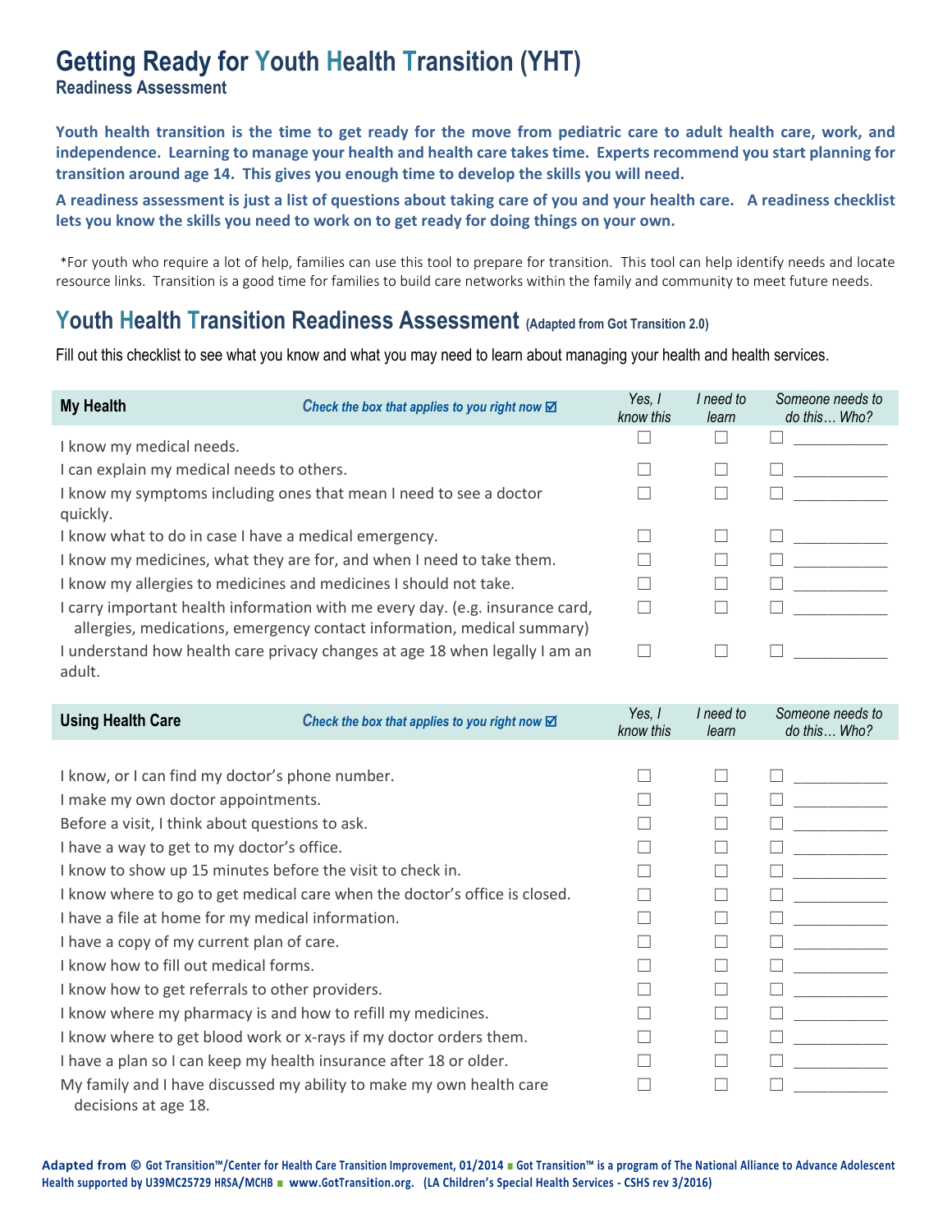# Getting Ready for Youth Health Transition (YHT)

**Readiness Assessment**

**Youth health transition is the time to get ready for the move from pediatric care to adult health care, work, and independence. Learning to manage your health and health care takes time. Experts recommend you start planning for transition around age 14. This gives you enough time to develop the skills you will need.**

**A readiness assessment is just a list of questions about taking care of you and your health care. A readiness checklist lets you know the skills you need to work on to get ready for doing things on your own.**

*For youth who require a lot of help, families can use this tool to prepare for transition. This tool can help identify needs and locate resource links. Transition is a good time for families to build care networks within the family and community to meet future needs.

## Youth Health Transition Readiness Assessment (Adapted from Got Transition 2.0)

Fill out this checklist to see what you know and what you may need to learn about managing your health and health services.

| **My Health** *Check the box that applies to you right now* ☑ | *Yes, I know this* | *I need to learn* | *Someone needs to do this… Who?* |
|---|---|---|---|
| I know my medical needs. | ☐ | ☐ | ☐ ___________ |
| I can explain my medical needs to others. | ☐ | ☐ | ☐ ___________ |
| I know my symptoms including ones that mean I need to see a doctor quickly. | ☐ | ☐ | ☐ ___________ |
| I know what to do in case I have a medical emergency. | ☐ | ☐ | ☐ ___________ |
| I know my medicines, what they are for, and when I need to take them. | ☐ | ☐ | ☐ ___________ |
| I know my allergies to medicines and medicines I should not take. | ☐ | ☐ | ☐ ___________ |
| I carry important health information with me every day. (e.g. insurance card, allergies, medications, emergency contact information, medical summary) | ☐ | ☐ | ☐ ___________ |
| I understand how health care privacy changes at age 18 when legally I am an adult. | ☐ | ☐ | ☐ ___________ |

| **Using Health Care** *Check the box that applies to you right now* ☑ | *Yes, I know this* | *I need to learn* | *Someone needs to do this… Who?* |
|---|---|---|---|
| I know, or I can find my doctor's phone number. | ☐ | ☐ | ☐ ___________ |
| I make my own doctor appointments. | ☐ | ☐ | ☐ ___________ |
| Before a visit, I think about questions to ask. | ☐ | ☐ | ☐ ___________ |
| I have a way to get to my doctor's office. | ☐ | ☐ | ☐ ___________ |
| I know to show up 15 minutes before the visit to check in. | ☐ | ☐ | ☐ ___________ |
| I know where to go to get medical care when the doctor's office is closed. | ☐ | ☐ | ☐ ___________ |
| I have a file at home for my medical information. | ☐ | ☐ | ☐ ___________ |
| I have a copy of my current plan of care. | ☐ | ☐ | ☐ ___________ |
| I know how to fill out medical forms. | ☐ | ☐ | ☐ ___________ |
| I know how to get referrals to other providers. | ☐ | ☐ | ☐ ___________ |
| I know where my pharmacy is and how to refill my medicines. | ☐ | ☐ | ☐ ___________ |
| I know where to get blood work or x-rays if my doctor orders them. | ☐ | ☐ | ☐ ___________ |
| I have a plan so I can keep my health insurance after 18 or older. | ☐ | ☐ | ☐ ___________ |
| My family and I have discussed my ability to make my own health care decisions at age 18. | ☐ | ☐ | ☐ ___________ |

**Adapted from © Got Transition™/Center for Health Care Transition Improvement, 01/2014 ■ Got Transition™ is a program of The National Alliance to Advance Adolescent Health supported by U39MC25729 HRSA/MCHB ■ www.GotTransition.org. (LA Children's Special Health Services - CSHS rev 3/2016)**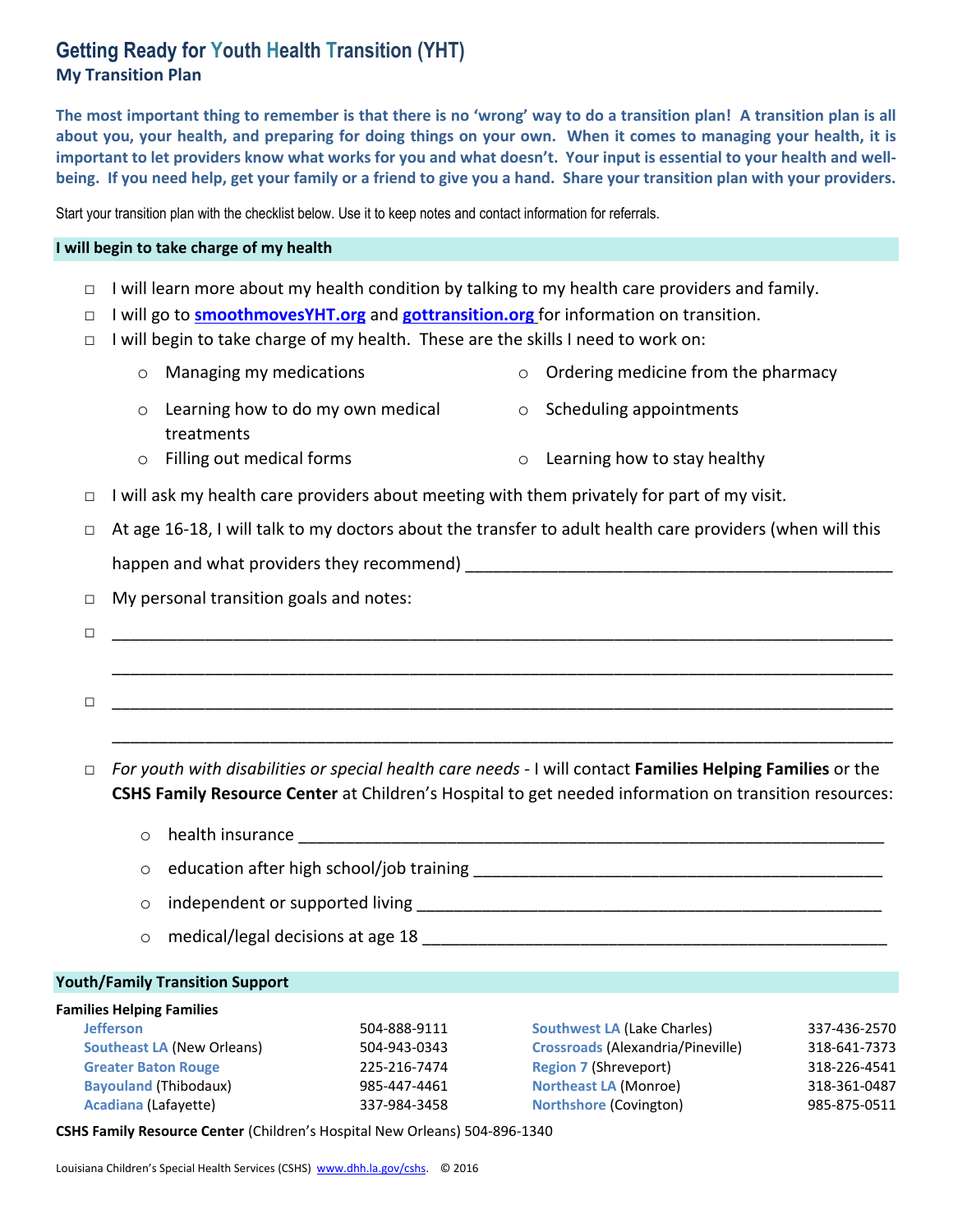# Getting Ready for Youth Health Transition (YHT)

## My Transition Plan

**The most important thing to remember is that there is no 'wrong' way to do a transition plan! A transition plan is all about you, your health, and preparing for doing things on your own. When it comes to managing your health, it is important to let providers know what works for you and what doesn't. Your input is essential to your health and well-being. If you need help, get your family or a friend to give you a hand. Share your transition plan with your providers.**

Start your transition plan with the checklist below. Use it to keep notes and contact information for referrals.

### I will begin to take charge of my health

- ☐ I will learn more about my health condition by talking to my health care providers and family.
- ☐ I will go to **smoothmovesYHT.org** and **gottransition.org** for information on transition.
- ☐ I will begin to take charge of my health. These are the skills I need to work on:
  - Managing my medications
  - Ordering medicine from the pharmacy
  - Learning how to do my own medical treatments
  - Scheduling appointments
  - Filling out medical forms
  - Learning how to stay healthy
- ☐ I will ask my health care providers about meeting with them privately for part of my visit.
- ☐ At age 16-18, I will talk to my doctors about the transfer to adult health care providers (when will this happen and what providers they recommend) ___________________________________________
- ☐ My personal transition goals and notes:
- ☐ ________________________________________________________________________________

  ________________________________________________________________________________
- ☐ ________________________________________________________________________________

  ________________________________________________________________________________
- ☐ *For youth with disabilities or special health care needs* - I will contact **Families Helping Families** or the **CSHS Family Resource Center** at Children's Hospital to get needed information on transition resources:
  - health insurance ____________________________________________________________
  - education after high school/job training ____________________________________________
  - independent or supported living _______________________________________________
  - medical/legal decisions at age 18 _______________________________________________

### Youth/Family Transition Support

**Families Helping Families**

| | | | |
|---|---|---|---|
| **Jefferson** | 504-888-9111 | **Southwest LA** (Lake Charles) | 337-436-2570 |
| **Southeast LA** (New Orleans) | 504-943-0343 | **Crossroads** (Alexandria/Pineville) | 318-641-7373 |
| **Greater Baton Rouge** | 225-216-7474 | **Region 7** (Shreveport) | 318-226-4541 |
| **Bayouland** (Thibodaux) | 985-447-4461 | **Northeast LA** (Monroe) | 318-361-0487 |
| **Acadiana** (Lafayette) | 337-984-3458 | **Northshore** (Covington) | 985-875-0511 |

**CSHS Family Resource Center** (Children's Hospital New Orleans) 504-896-1340

Louisiana Children's Special Health Services (CSHS) www.dhh.la.gov/cshs. © 2016